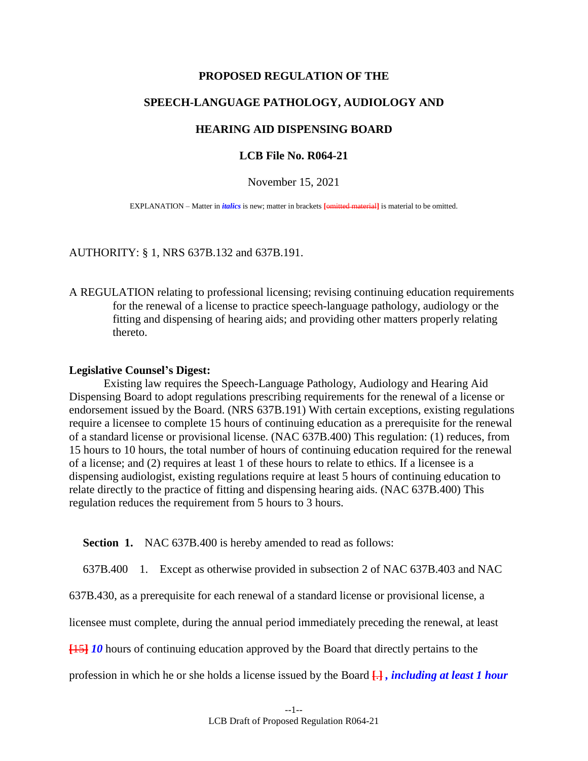**PROPOSED REGULATION OF THE**

**SPEECH-LANGUAGE PATHOLOGY, AUDIOLOGY AND**

**HEARING AID DISPENSING BOARD**

**LCB File No. R064-21**

November 15, 2021

EXPLANATION – Matter in ***italics*** is new; matter in brackets **[~~omitted material~~]** is material to be omitted.

AUTHORITY: § 1, NRS 637B.132 and 637B.191.

A REGULATION relating to professional licensing; revising continuing education requirements for the renewal of a license to practice speech-language pathology, audiology or the fitting and dispensing of hearing aids; and providing other matters properly relating thereto.

**Legislative Counsel's Digest:**

Existing law requires the Speech-Language Pathology, Audiology and Hearing Aid Dispensing Board to adopt regulations prescribing requirements for the renewal of a license or endorsement issued by the Board. (NRS 637B.191) With certain exceptions, existing regulations require a licensee to complete 15 hours of continuing education as a prerequisite for the renewal of a standard license or provisional license. (NAC 637B.400) This regulation: (1) reduces, from 15 hours to 10 hours, the total number of hours of continuing education required for the renewal of a license; and (2) requires at least 1 of these hours to relate to ethics. If a licensee is a dispensing audiologist, existing regulations require at least 5 hours of continuing education to relate directly to the practice of fitting and dispensing hearing aids. (NAC 637B.400) This regulation reduces the requirement from 5 hours to 3 hours.

**Section 1.** NAC 637B.400 is hereby amended to read as follows:

637B.400 1. Except as otherwise provided in subsection 2 of NAC 637B.403 and NAC 637B.430, as a prerequisite for each renewal of a standard license or provisional license, a licensee must complete, during the annual period immediately preceding the renewal, at least **[~~15~~]** ***10*** hours of continuing education approved by the Board that directly pertains to the profession in which he or she holds a license issued by the Board **[~~.~~]** ***, including at least 1 hour***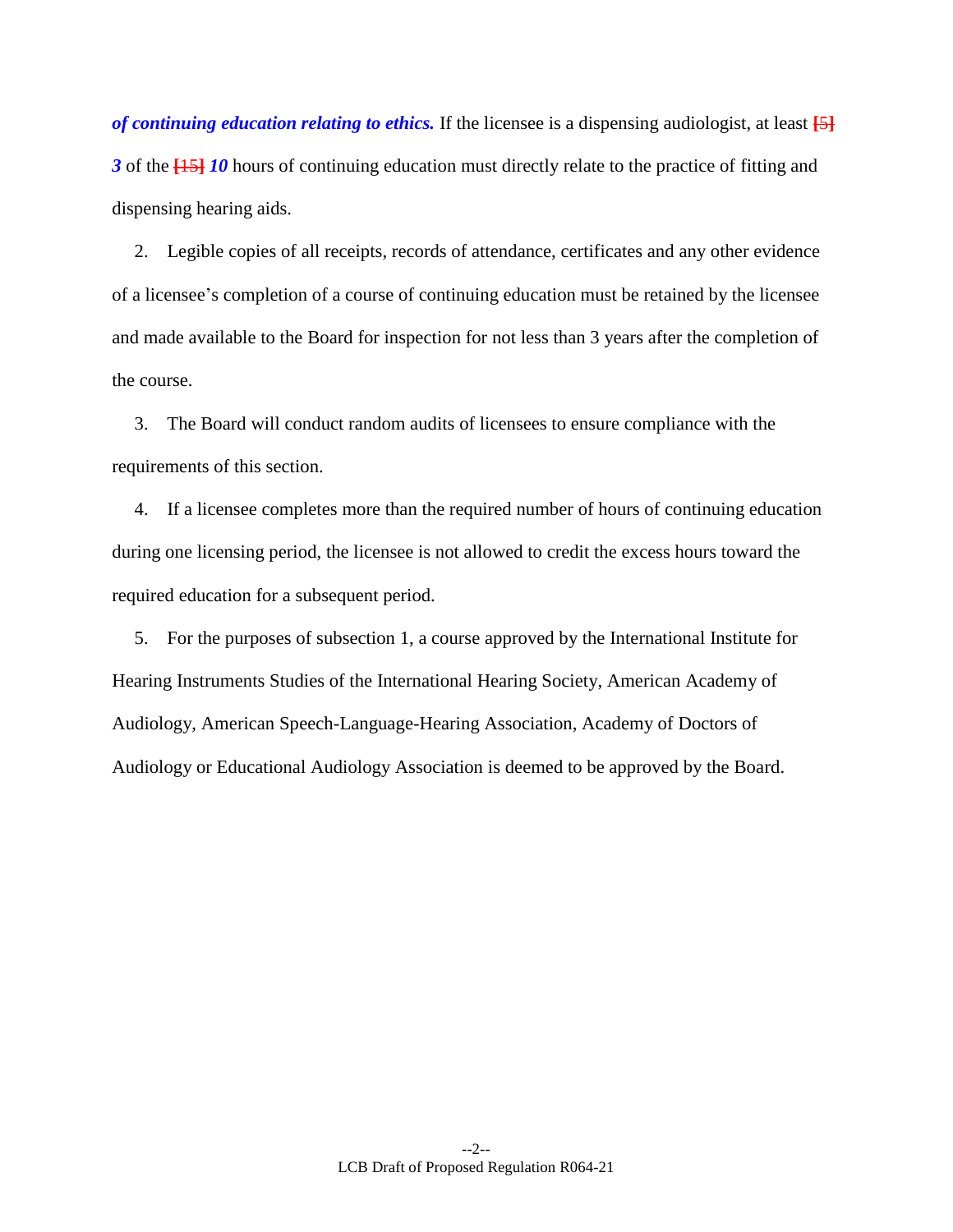***of continuing education relating to ethics.*** If the licensee is a dispensing audiologist, at least ~~[5]~~ ***3*** of the ~~[15]~~ ***10*** hours of continuing education must directly relate to the practice of fitting and dispensing hearing aids.

2. Legible copies of all receipts, records of attendance, certificates and any other evidence of a licensee's completion of a course of continuing education must be retained by the licensee and made available to the Board for inspection for not less than 3 years after the completion of the course.

3. The Board will conduct random audits of licensees to ensure compliance with the requirements of this section.

4. If a licensee completes more than the required number of hours of continuing education during one licensing period, the licensee is not allowed to credit the excess hours toward the required education for a subsequent period.

5. For the purposes of subsection 1, a course approved by the International Institute for Hearing Instruments Studies of the International Hearing Society, American Academy of Audiology, American Speech-Language-Hearing Association, Academy of Doctors of Audiology or Educational Audiology Association is deemed to be approved by the Board.